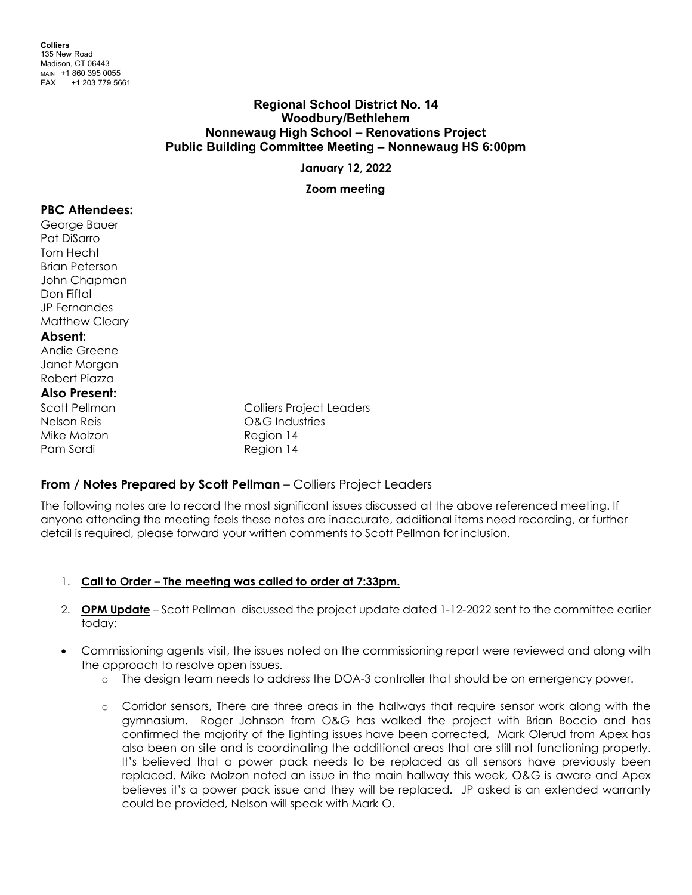**Colliers**
135 New Road
Madison, CT 06443
MAIN +1 860 395 0055
FAX +1 203 779 5661

# Regional School District No. 14
## Woodbury/Bethlehem
## Nonnewaug High School – Renovations Project
## Public Building Committee Meeting – Nonnewaug HS 6:00pm

**January 12, 2022**

**Zoom meeting**

### PBC Attendees:

George Bauer
Pat DiSarro
Tom Hecht
Brian Peterson
John Chapman
Don Fiftal
JP Fernandes
Matthew Cleary

### Absent:

Andie Greene
Janet Morgan
Robert Piazza

### Also Present:

| | |
|---|---|
| Scott Pellman | Colliers Project Leaders |
| Nelson Reis | O&G Industries |
| Mike Molzon | Region 14 |
| Pam Sordi | Region 14 |

### From / Notes Prepared by Scott Pellman – Colliers Project Leaders

The following notes are to record the most significant issues discussed at the above referenced meeting. If anyone attending the meeting feels these notes are inaccurate, additional items need recording, or further detail is required, please forward your written comments to Scott Pellman for inclusion.

1. **Call to Order – The meeting was called to order at 7:33pm.**

2. **OPM Update** – Scott Pellman discussed the project update dated 1-12-2022 sent to the committee earlier today:

- Commissioning agents visit, the issues noted on the commissioning report were reviewed and along with the approach to resolve open issues.
  - The design team needs to address the DOA-3 controller that should be on emergency power.
  - Corridor sensors, There are three areas in the hallways that require sensor work along with the gymnasium. Roger Johnson from O&G has walked the project with Brian Boccio and has confirmed the majority of the lighting issues have been corrected, Mark Olerud from Apex has also been on site and is coordinating the additional areas that are still not functioning properly. It's believed that a power pack needs to be replaced as all sensors have previously been replaced. Mike Molzon noted an issue in the main hallway this week, O&G is aware and Apex believes it's a power pack issue and they will be replaced. JP asked is an extended warranty could be provided, Nelson will speak with Mark O.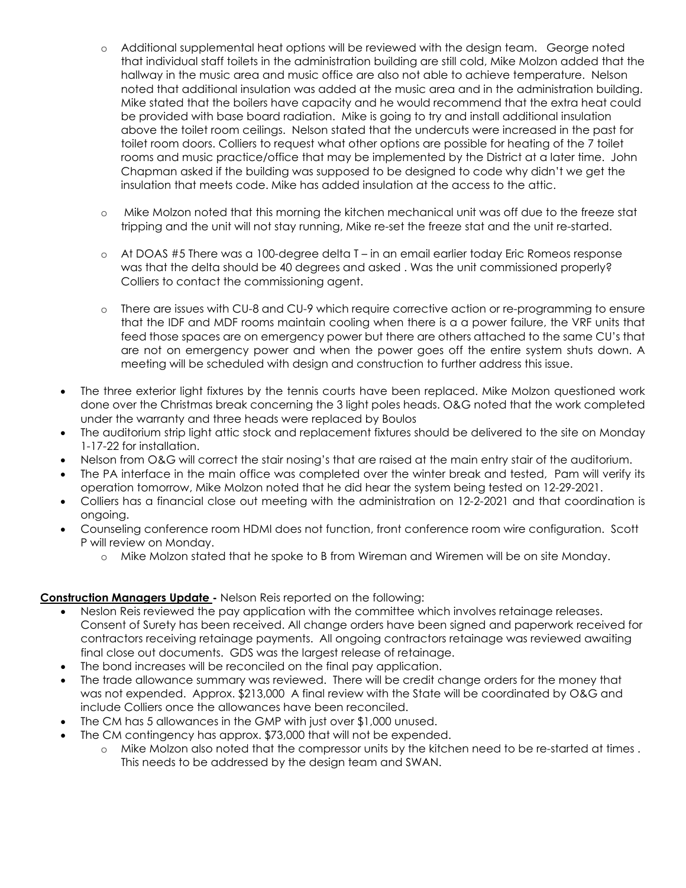- Additional supplemental heat options will be reviewed with the design team. George noted that individual staff toilets in the administration building are still cold, Mike Molzon added that the hallway in the music area and music office are also not able to achieve temperature. Nelson noted that additional insulation was added at the music area and in the administration building. Mike stated that the boilers have capacity and he would recommend that the extra heat could be provided with base board radiation. Mike is going to try and install additional insulation above the toilet room ceilings. Nelson stated that the undercuts were increased in the past for toilet room doors. Colliers to request what other options are possible for heating of the 7 toilet rooms and music practice/office that may be implemented by the District at a later time. John Chapman asked if the building was supposed to be designed to code why didn't we get the insulation that meets code. Mike has added insulation at the access to the attic.
- Mike Molzon noted that this morning the kitchen mechanical unit was off due to the freeze stat tripping and the unit will not stay running, Mike re-set the freeze stat and the unit re-started.
- At DOAS #5 There was a 100-degree delta T – in an email earlier today Eric Romeos response was that the delta should be 40 degrees and asked . Was the unit commissioned properly? Colliers to contact the commissioning agent.
- There are issues with CU-8 and CU-9 which require corrective action or re-programming to ensure that the IDF and MDF rooms maintain cooling when there is a a power failure, the VRF units that feed those spaces are on emergency power but there are others attached to the same CU's that are not on emergency power and when the power goes off the entire system shuts down. A meeting will be scheduled with design and construction to further address this issue.

- The three exterior light fixtures by the tennis courts have been replaced. Mike Molzon questioned work done over the Christmas break concerning the 3 light poles heads. O&G noted that the work completed under the warranty and three heads were replaced by Boulos
- The auditorium strip light attic stock and replacement fixtures should be delivered to the site on Monday 1-17-22 for installation.
- Nelson from O&G will correct the stair nosing's that are raised at the main entry stair of the auditorium.
- The PA interface in the main office was completed over the winter break and tested, Pam will verify its operation tomorrow, Mike Molzon noted that he did hear the system being tested on 12-29-2021.
- Colliers has a financial close out meeting with the administration on 12-2-2021 and that coordination is ongoing.
- Counseling conference room HDMI does not function, front conference room wire configuration. Scott P will review on Monday.
  - Mike Molzon stated that he spoke to B from Wireman and Wiremen will be on site Monday.

**Construction Managers Update -** Nelson Reis reported on the following:

- Neslon Reis reviewed the pay application with the committee which involves retainage releases. Consent of Surety has been received. All change orders have been signed and paperwork received for contractors receiving retainage payments. All ongoing contractors retainage was reviewed awaiting final close out documents. GDS was the largest release of retainage.
- The bond increases will be reconciled on the final pay application.
- The trade allowance summary was reviewed. There will be credit change orders for the money that was not expended. Approx. $213,000 A final review with the State will be coordinated by O&G and include Colliers once the allowances have been reconciled.
- The CM has 5 allowances in the GMP with just over $1,000 unused.
- The CM contingency has approx. $73,000 that will not be expended.
  - Mike Molzon also noted that the compressor units by the kitchen need to be re-started at times . This needs to be addressed by the design team and SWAN.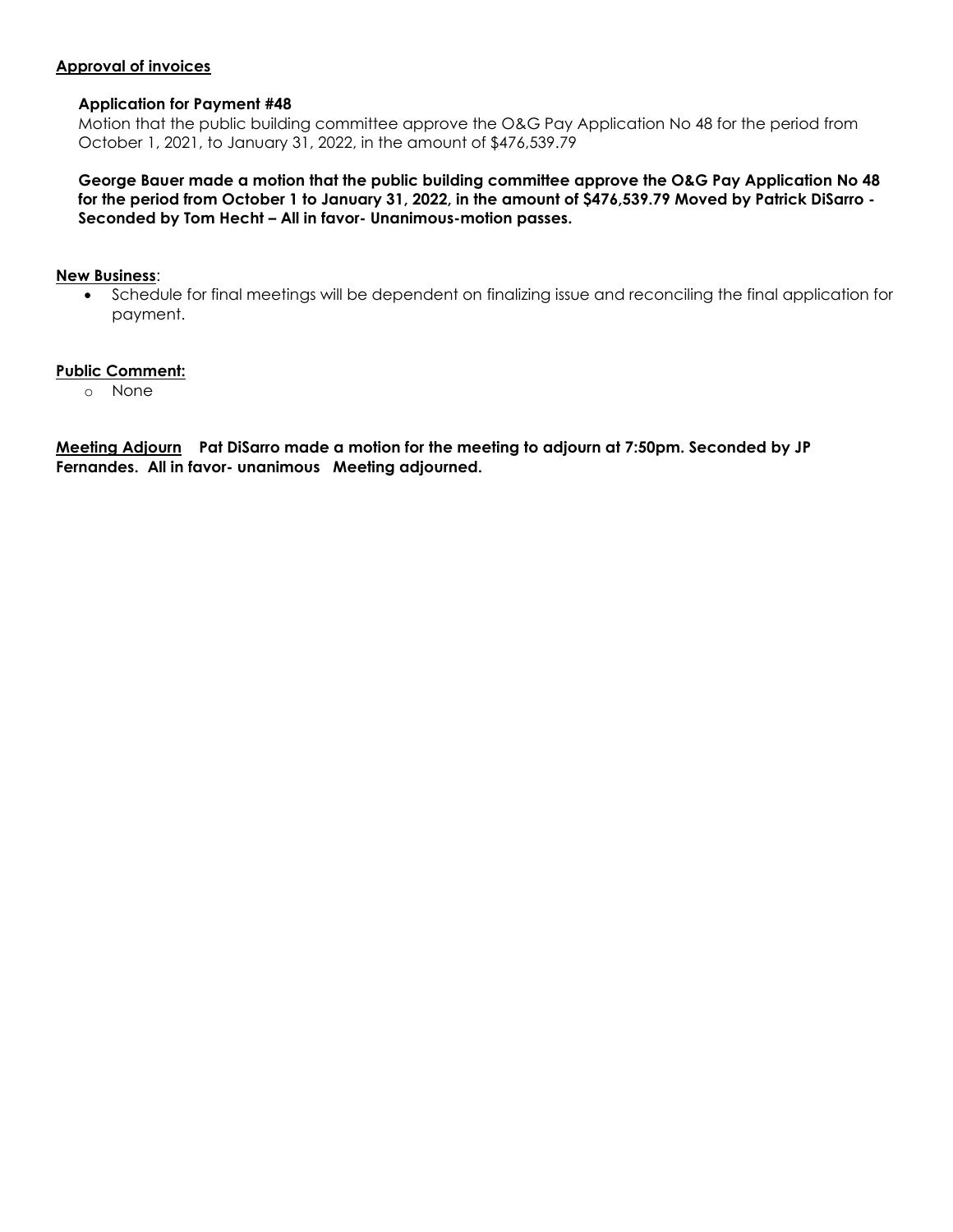**Approval of invoices**

**Application for Payment #48**

Motion that the public building committee approve the O&G Pay Application No 48 for the period from October 1, 2021, to January 31, 2022, in the amount of $476,539.79

**George Bauer made a motion that the public building committee approve the O&G Pay Application No 48 for the period from October 1 to January 31, 2022, in the amount of $476,539.79 Moved by Patrick DiSarro - Seconded by Tom Hecht – All in favor- Unanimous-motion passes.**

**New Business**:

- Schedule for final meetings will be dependent on finalizing issue and reconciling the final application for payment.

**Public Comment:**

- None

**Meeting Adjourn** **Pat DiSarro made a motion for the meeting to adjourn at 7:50pm. Seconded by JP Fernandes. All in favor- unanimous Meeting adjourned.**